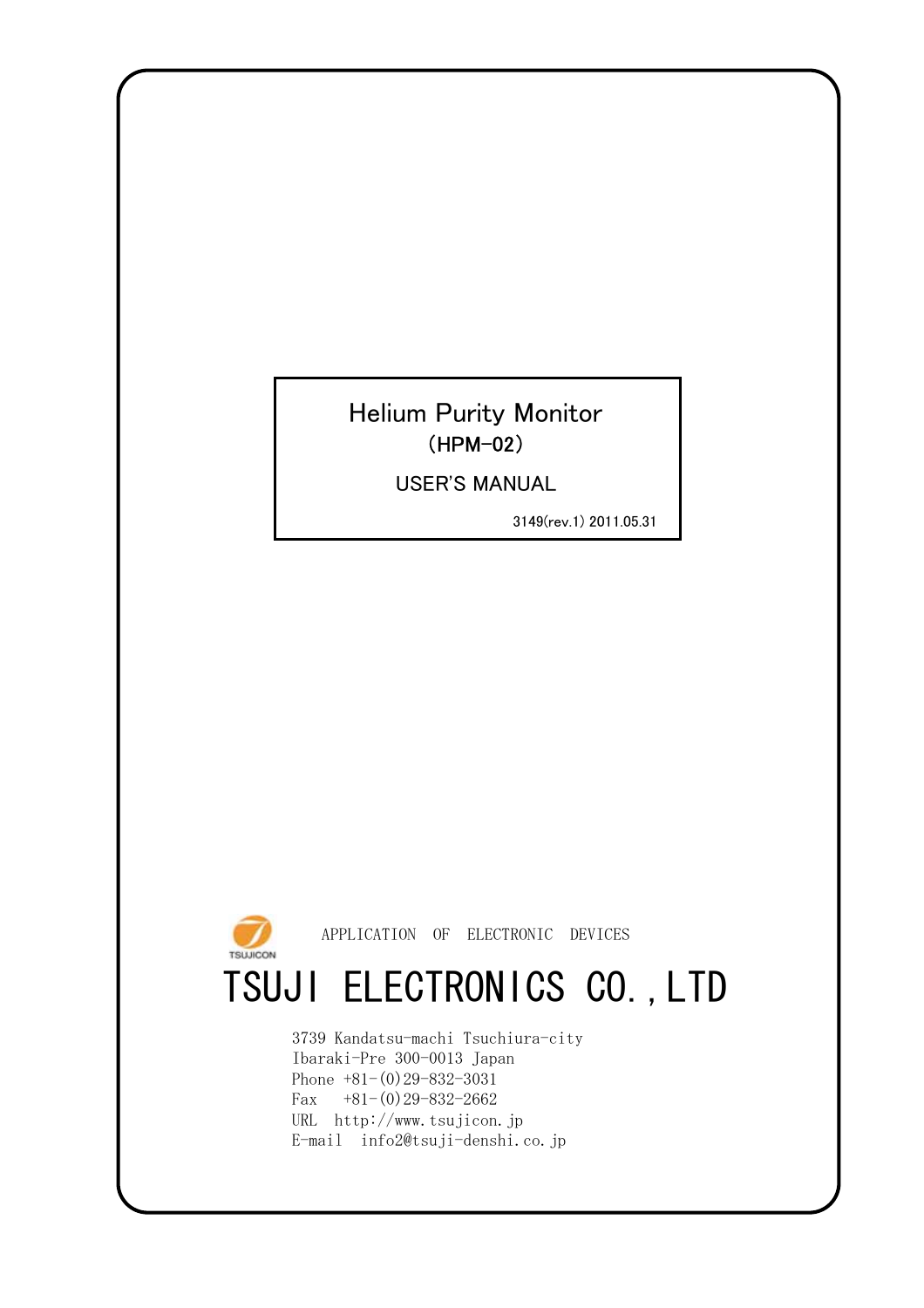# Helium Purity Monitor

(HPM-02)

USER'S MANUAL

3149(rev.1) 2011.05.31

TSUJICON

APPLICATION OF ELECTRONIC DEVICES

# TSUJI ELECTRONICS CO.,LTD

3739 Kandatsu-machi Tsuchiura-city
Ibaraki-Pre 300-0013 Japan
Phone +81-(0)29-832-3031
Fax +81-(0)29-832-2662
URL http://www.tsujicon.jp
E-mail info2@tsuji-denshi.co.jp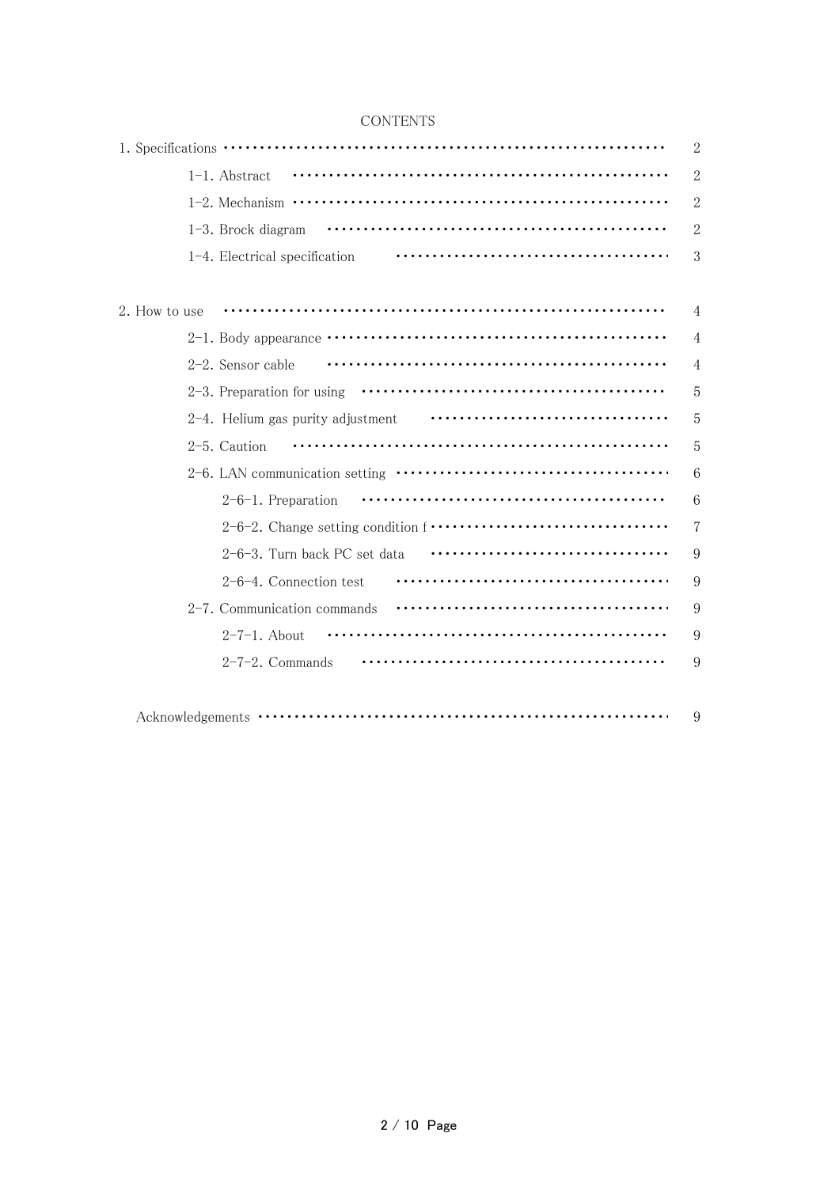# CONTENTS

1. Specifications ・・・・・・・・・・・・・・・・・・・・・・・・・・・・・・・・・・・・・・・・・・・・・・・・・・・・・・・・・・・・ 2
    - 1-1. Abstract ・・・・・・・・・・・・・・・・・・・・・・・・・・・・・・・・・・・・・・・・・・・・・・・・・・・・・ 2
    - 1-2. Mechanism ・・・・・・・・・・・・・・・・・・・・・・・・・・・・・・・・・・・・・・・・・・・・・・・・・・・・・ 2
    - 1-3. Brock diagram ・・・・・・・・・・・・・・・・・・・・・・・・・・・・・・・・・・・・・・・・・・・・・・・・・ 2
    - 1-4. Electrical specification ・・・・・・・・・・・・・・・・・・・・・・・・・・・・・・・・・・・・・・・ 3

2. How to use ・・・・・・・・・・・・・・・・・・・・・・・・・・・・・・・・・・・・・・・・・・・・・・・・・・・・・・・・・・・・・・・・ 4
    - 2-1. Body appearance ・・・・・・・・・・・・・・・・・・・・・・・・・・・・・・・・・・・・・・・・・・・・・・・・・ 4
    - 2-2. Sensor cable ・・・・・・・・・・・・・・・・・・・・・・・・・・・・・・・・・・・・・・・・・・・・・・・・・ 4
    - 2-3. Preparation for using ・・・・・・・・・・・・・・・・・・・・・・・・・・・・・・・・・・・・・・・・・・・ 5
    - 2-4. Helium gas purity adjustment ・・・・・・・・・・・・・・・・・・・・・・・・・・・・・・・・・・ 5
    - 2-5. Caution ・・・・・・・・・・・・・・・・・・・・・・・・・・・・・・・・・・・・・・・・・・・・・・・・・・・・・ 5
    - 2-6. LAN communication setting ・・・・・・・・・・・・・・・・・・・・・・・・・・・・・・・・・・・・・・・ 6
        - 2-6-1. Preparation ・・・・・・・・・・・・・・・・・・・・・・・・・・・・・・・・・・・・・・・・・・・ 6
        - 2-6-2. Change setting condition f ・・・・・・・・・・・・・・・・・・・・・・・・・・・・・・・・・・ 7
        - 2-6-3. Turn back PC set data ・・・・・・・・・・・・・・・・・・・・・・・・・・・・・・・・・・ 9
        - 2-6-4. Connection test ・・・・・・・・・・・・・・・・・・・・・・・・・・・・・・・・・・・・・・・ 9
    - 2-7. Communication commands ・・・・・・・・・・・・・・・・・・・・・・・・・・・・・・・・・・・・・・・ 9
        - 2-7-1. About ・・・・・・・・・・・・・・・・・・・・・・・・・・・・・・・・・・・・・・・・・・・・・・・・・ 9
        - 2-7-2. Commands ・・・・・・・・・・・・・・・・・・・・・・・・・・・・・・・・・・・・・・・・・・・ 9

Acknowledgements ・・・・・・・・・・・・・・・・・・・・・・・・・・・・・・・・・・・・・・・・・・・・・・・・・・・・・・・・・・・ 9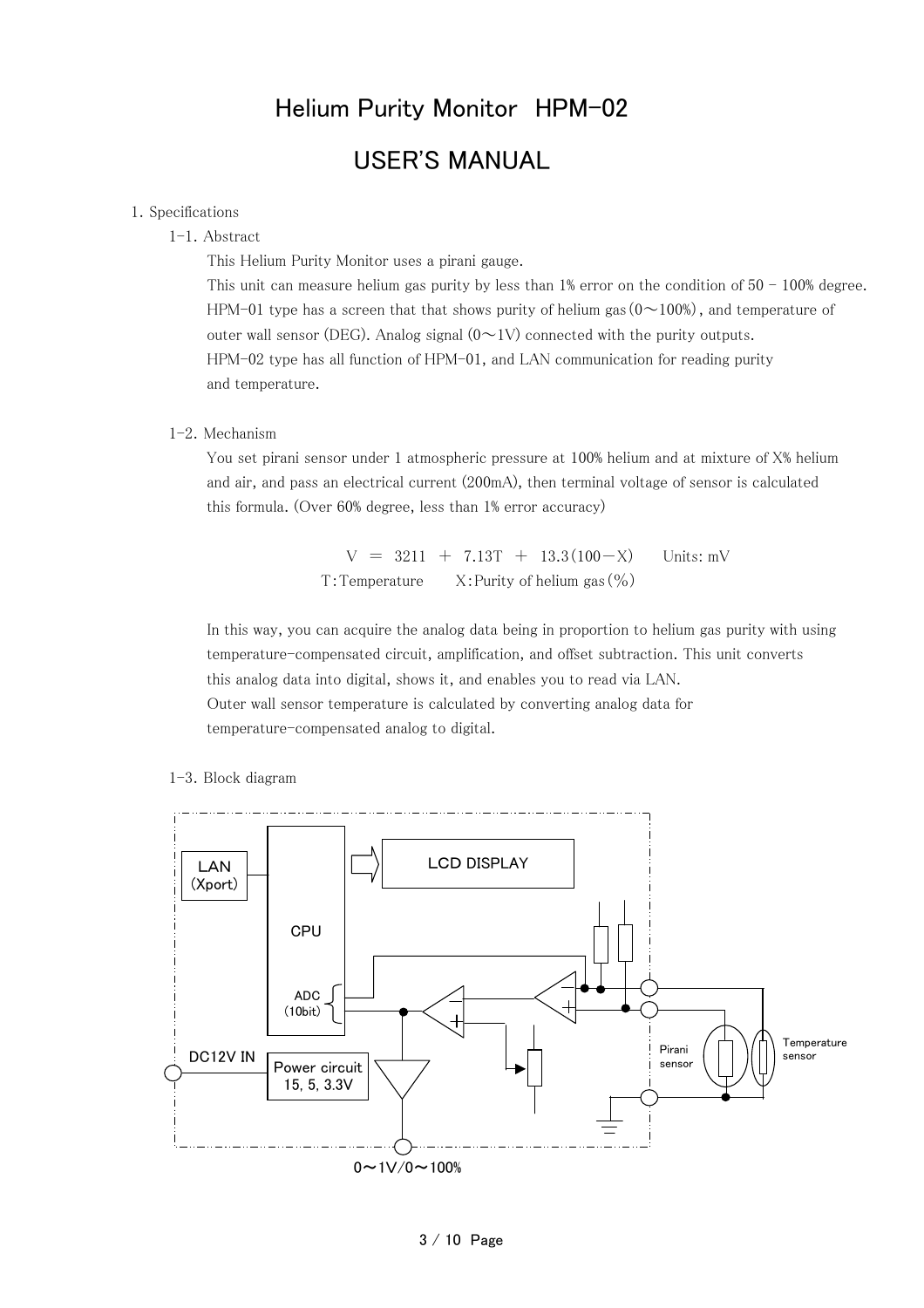# Helium Purity Monitor HPM-02

# USER'S MANUAL

1. Specifications

1-1. Abstract

This Helium Purity Monitor uses a pirani gauge.
This unit can measure helium gas purity by less than 1% error on the condition of 50 - 100% degree.
HPM-01 type has a screen that that shows purity of helium gas (0～100%), and temperature of outer wall sensor (DEG). Analog signal (0～1V) connected with the purity outputs.
HPM-02 type has all function of HPM-01, and LAN communication for reading purity and temperature.

1-2. Mechanism

You set pirani sensor under 1 atmospheric pressure at 100% helium and at mixture of X% helium and air, and pass an electrical current (200mA), then terminal voltage of sensor is calculated this formula. (Over 60% degree, less than 1% error accuracy)

$$V = 3211 + 7.13T + 13.3(100 - X) \quad \text{Units: mV}$$

T: Temperature　　X: Purity of helium gas (%)

In this way, you can acquire the analog data being in proportion to helium gas purity with using temperature-compensated circuit, amplification, and offset subtraction. This unit converts this analog data into digital, shows it, and enables you to read via LAN.
Outer wall sensor temperature is calculated by converting analog data for temperature-compensated analog to digital.

1-3. Block diagram

LAN (Xport)　CPU　LCD DISPLAY　ADC (10bit)　DC12V IN　Power circuit 15, 5, 3.3V　Pirani sensor　Temperature sensor　0～1V/0～100%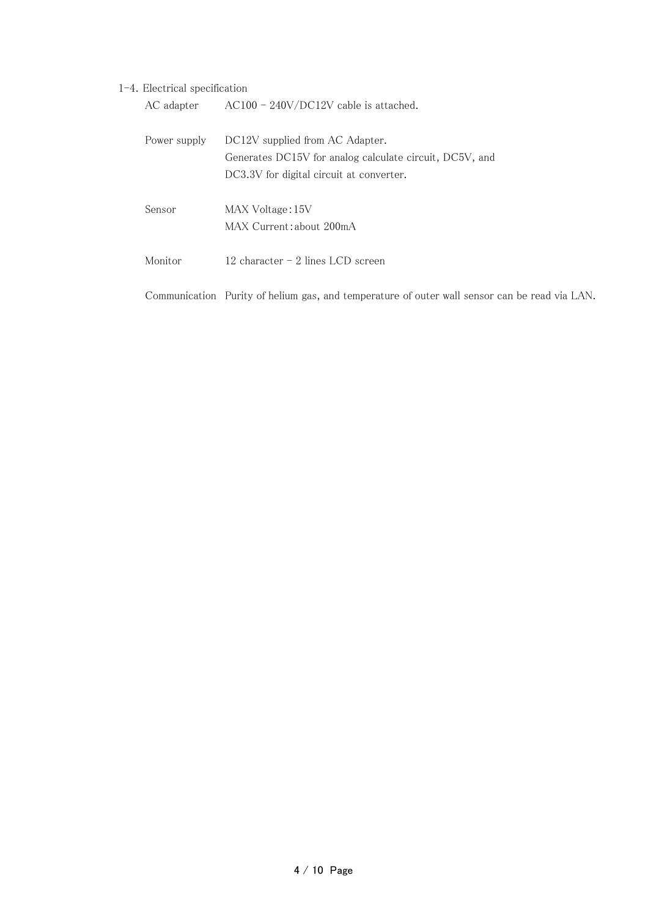## 1-4. Electrical specification

| | |
|---|---|
| AC adapter | AC100 - 240V/DC12V cable is attached. |
| Power supply | DC12V supplied from AC Adapter.<br>Generates DC15V for analog calculate circuit, DC5V, and DC3.3V for digital circuit at converter. |
| Sensor | MAX Voltage：15V<br>MAX Current：about 200mA |
| Monitor | 12 character - 2 lines LCD screen |
| Communication | Purity of helium gas, and temperature of outer wall sensor can be read via LAN. |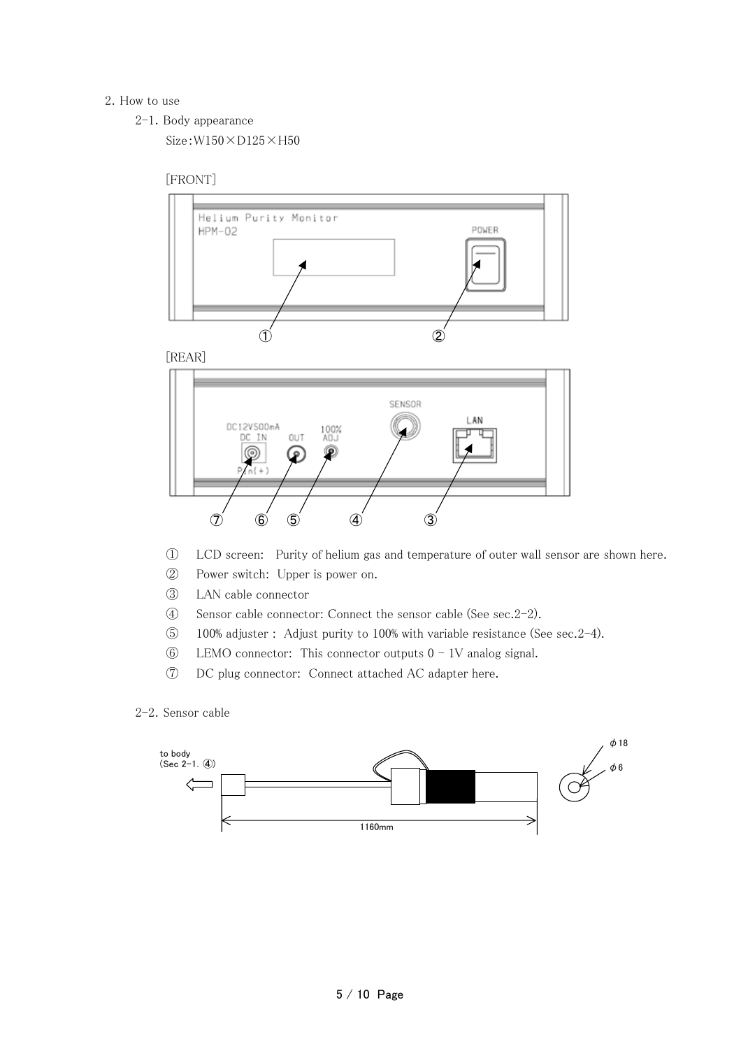## 2. How to use

### 2-1. Body appearance

Size：W150×D125×H50

[FRONT]

[REAR]

① LCD screen: Purity of helium gas and temperature of outer wall sensor are shown here.

② Power switch: Upper is power on.

③ LAN cable connector

④ Sensor cable connector: Connect the sensor cable (See sec.2-2).

⑤ 100% adjuster : Adjust purity to 100% with variable resistance (See sec.2-4).

⑥ LEMO connector: This connector outputs 0 - 1V analog signal.

⑦ DC plug connector: Connect attached AC adapter here.

### 2-2. Sensor cable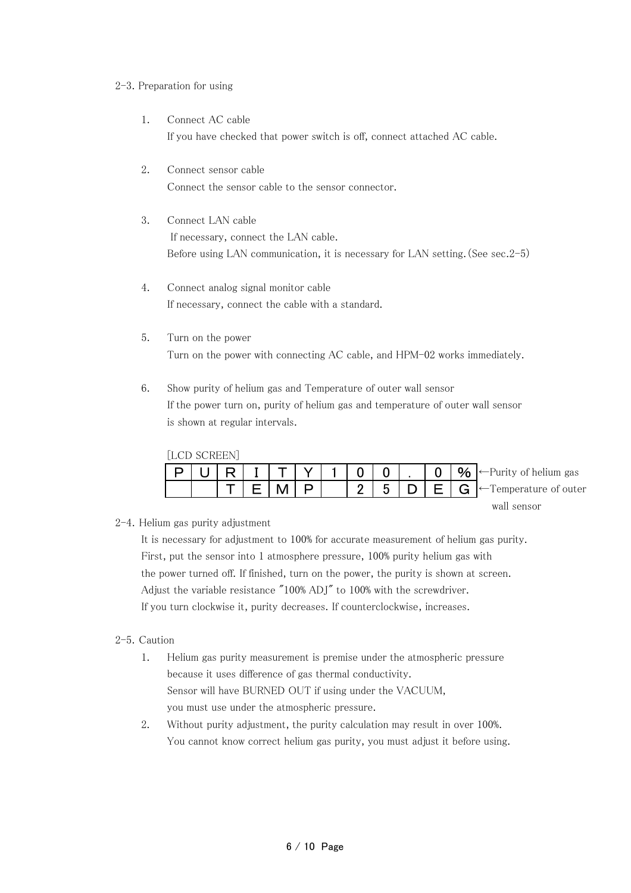## 2-3. Preparation for using

1. Connect AC cable
   If you have checked that power switch is off, connect attached AC cable.

2. Connect sensor cable
   Connect the sensor cable to the sensor connector.

3. Connect LAN cable
   If necessary, connect the LAN cable.
   Before using LAN communication, it is necessary for LAN setting.(See sec.2-5)

4. Connect analog signal monitor cable
   If necessary, connect the cable with a standard.

5. Turn on the power
   Turn on the power with connecting AC cable, and HPM-02 works immediately.

6. Show purity of helium gas and Temperature of outer wall sensor
   If the power turn on, purity of helium gas and temperature of outer wall sensor is shown at regular intervals.

   [LCD SCREEN]

| P | U | R | I | T | Y | 1 | 0 | 0 | . | 0 | % | ←Purity of helium gas |
|---|---|---|---|---|---|---|---|---|---|---|---|---|
|  |  | T | E | M | P |  | 2 | 5 | D | E | G | ←Temperature of outer wall sensor |

## 2-4. Helium gas purity adjustment

It is necessary for adjustment to 100% for accurate measurement of helium gas purity.
First, put the sensor into 1 atmosphere pressure, 100% purity helium gas with the power turned off. If finished, turn on the power, the purity is shown at screen.
Adjust the variable resistance "100% ADJ" to 100% with the screwdriver.
If you turn clockwise it, purity decreases. If counterclockwise, increases.

## 2-5. Caution

1. Helium gas purity measurement is premise under the atmospheric pressure because it uses difference of gas thermal conductivity.
   Sensor will have BURNED OUT if using under the VACUUM, you must use under the atmospheric pressure.
2. Without purity adjustment, the purity calculation may result in over 100%.
   You cannot know correct helium gas purity, you must adjust it before using.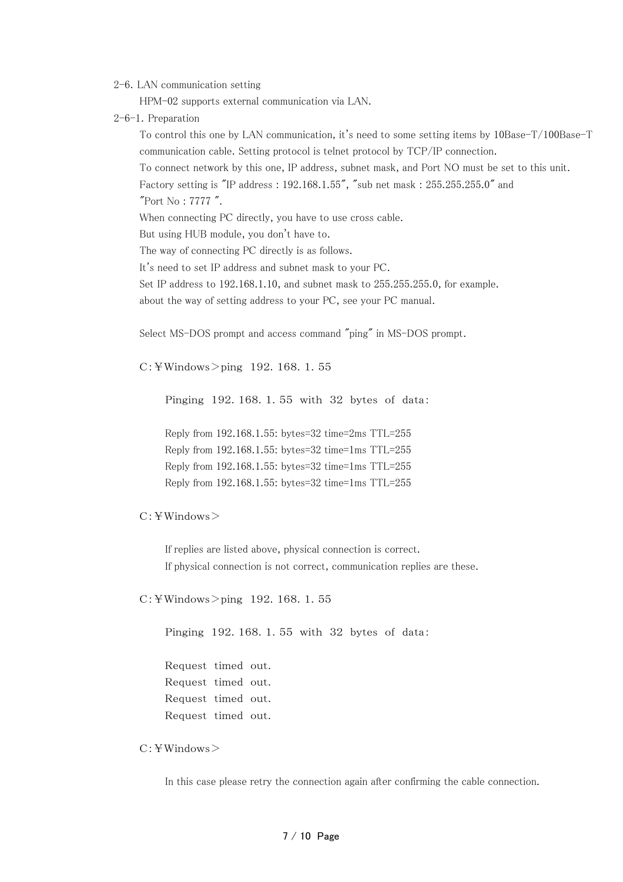## 2-6. LAN communication setting

HPM-02 supports external communication via LAN.

### 2-6-1. Preparation

To control this one by LAN communication, it's need to some setting items by 10Base-T/100Base-T communication cable. Setting protocol is telnet protocol by TCP/IP connection.

To connect network by this one, IP address, subnet mask, and Port NO must be set to this unit.

Factory setting is "IP address : 192.168.1.55", "sub net mask : 255.255.255.0" and "Port No : 7777 ".

When connecting PC directly, you have to use cross cable.

But using HUB module, you don't have to.

The way of connecting PC directly is as follows.

It's need to set IP address and subnet mask to your PC.

Set IP address to 192.168.1.10, and subnet mask to 255.255.255.0, for example.

about the way of setting address to your PC, see your PC manual.

Select MS-DOS prompt and access command "ping" in MS-DOS prompt.

```
C:￥Windows＞ping 192. 168. 1. 55

    Pinging 192. 168. 1. 55 with 32 bytes of data:

    Reply from 192.168.1.55: bytes=32 time=2ms TTL=255
    Reply from 192.168.1.55: bytes=32 time=1ms TTL=255
    Reply from 192.168.1.55: bytes=32 time=1ms TTL=255
    Reply from 192.168.1.55: bytes=32 time=1ms TTL=255

C:￥Windows＞
```

If replies are listed above, physical connection is correct.

If physical connection is not correct, communication replies are these.

```
C:￥Windows＞ping 192. 168. 1. 55

    Pinging 192. 168. 1. 55 with 32 bytes of data:

    Request timed out.
    Request timed out.
    Request timed out.
    Request timed out.

C:￥Windows＞
```

In this case please retry the connection again after confirming the cable connection.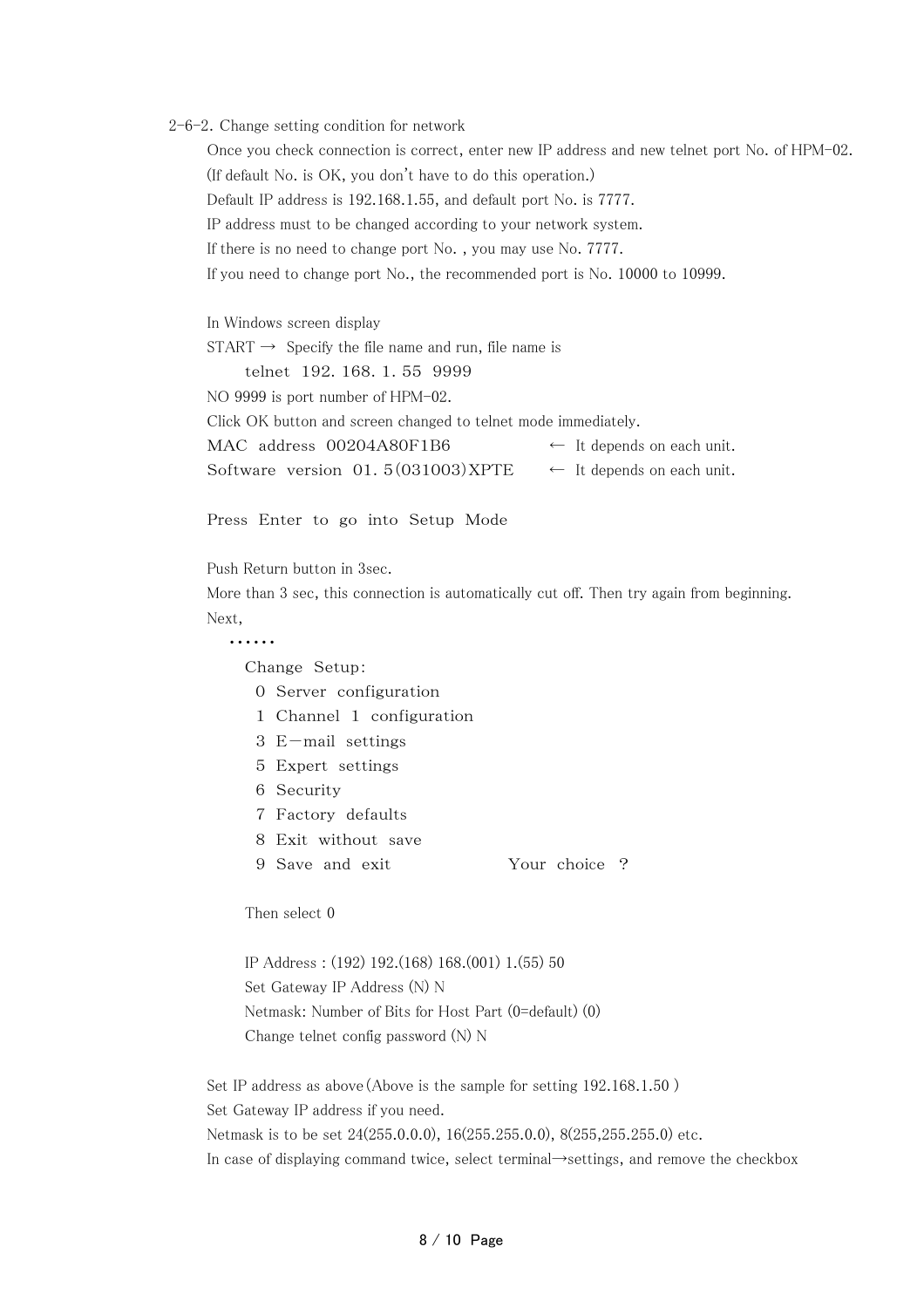## 2-6-2. Change setting condition for network

Once you check connection is correct, enter new IP address and new telnet port No. of HPM-02.
(If default No. is OK, you don't have to do this operation.)
Default IP address is 192.168.1.55, and default port No. is 7777.
IP address must to be changed according to your network system.
If there is no need to change port No. , you may use No. 7777.
If you need to change port No., the recommended port is No. 10000 to 10999.

In Windows screen display
START → Specify the file name and run, file name is

```
telnet 192. 168. 1. 55 9999
```

NO 9999 is port number of HPM-02.
Click OK button and screen changed to telnet mode immediately.

```
MAC address 00204A80F1B6            ← It depends on each unit.
Software version 01. 5(031003)XPTE   ← It depends on each unit.

Press Enter to go into Setup Mode
```

Push Return button in 3sec.
More than 3 sec, this connection is automatically cut off. Then try again from beginning.
Next,

```
......
Change Setup:
  0 Server configuration
  1 Channel 1 configuration
  3 E－mail settings
  5 Expert settings
  6 Security
  7 Factory defaults
  8 Exit without save
  9 Save and exit                Your choice ?
```

Then select 0

```
IP Address : (192) 192.(168) 168.(001) 1.(55) 50
Set Gateway IP Address (N) N
Netmask: Number of Bits for Host Part (0=default) (0)
Change telnet config password (N) N
```

Set IP address as above(Above is the sample for setting 192.168.1.50 )
Set Gateway IP address if you need.
Netmask is to be set 24(255.0.0.0), 16(255.255.0.0), 8(255,255.255.0) etc.
In case of displaying command twice, select terminal→settings, and remove the checkbox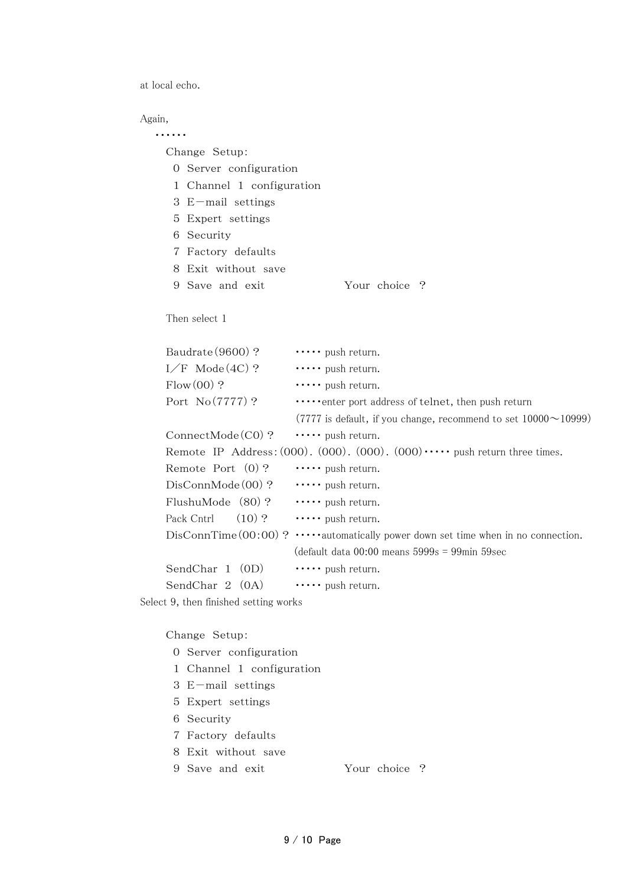at local echo.

Again,

```
……
Change Setup:
 0 Server configuration
 1 Channel 1 configuration
 3 E－mail settings
 5 Expert settings
 6 Security
 7 Factory defaults
 8 Exit without save
 9 Save and exit              Your choice ?
```

Then select 1

```
Baudrate(9600)?          ・・・・・ push return.
I／F Mode(4C)?           ・・・・・ push return.
Flow(00)?                ・・・・・ push return.
Port No(7777)?           ・・・・・enter port address of telnet, then push return
                         (7777 is default, if you change, recommend to set 10000～10999)
ConnectMode(C0)?         ・・・・・ push return.
Remote IP Address:(000).(000).(000).(000)・・・・・ push return three times.
Remote Port (0)?         ・・・・・ push return.
DisConnMode(00)?         ・・・・・ push return.
FlushuMode (80)?         ・・・・・ push return.
Pack Cntrl    (10)?      ・・・・・ push return.
DisConnTime(00:00)?      ・・・・・automatically power down set time when in no connection.
                         (default data 00:00 means 5999s = 99min 59sec
SendChar 1 (0D)          ・・・・・ push return.
SendChar 2 (0A)          ・・・・・ push return.
```

Select 9, then finished setting works

```
Change Setup:
 0 Server configuration
 1 Channel 1 configuration
 3 E－mail settings
 5 Expert settings
 6 Security
 7 Factory defaults
 8 Exit without save
 9 Save and exit              Your choice ?
```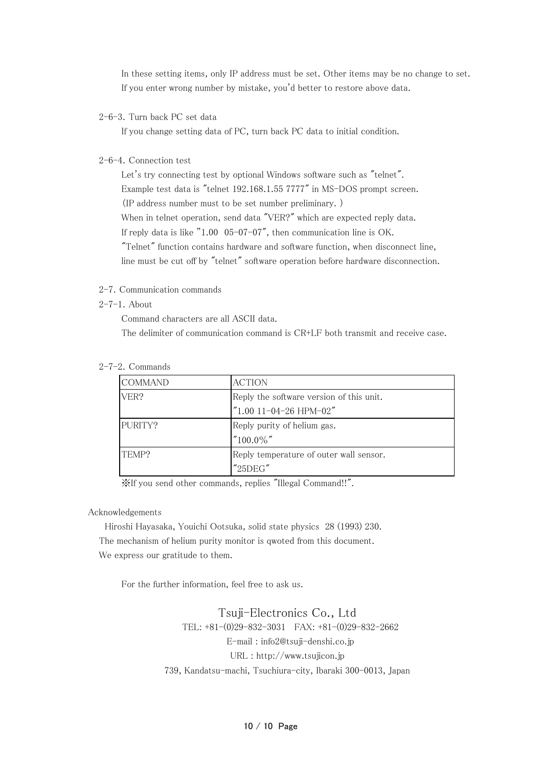In these setting items, only IP address must be set. Other items may be no change to set.
If you enter wrong number by mistake, you'd better to restore above data.

2-6-3. Turn back PC set data

If you change setting data of PC, turn back PC data to initial condition.

2-6-4. Connection test

Let's try connecting test by optional Windows software such as "telnet".
Example test data is "telnet 192.168.1.55 7777" in MS-DOS prompt screen.
(IP address number must to be set number preliminary. )
When in telnet operation, send data "VER?" which are expected reply data.
If reply data is like "1.00  05-07-07", then communication line is OK.
"Telnet" function contains hardware and software function, when disconnect line,
line must be cut off by "telnet" software operation before hardware disconnection.

2-7. Communication commands

2-7-1. About

Command characters are all ASCII data.
The delimiter of communication command is CR+LF both transmit and receive case.

2-7-2. Commands

| COMMAND | ACTION |
| --- | --- |
| VER? | Reply the software version of this unit.<br>"1.00 11-04-26 HPM-02" |
| PURITY? | Reply purity of helium gas.<br>"100.0%" |
| TEMP? | Reply temperature of outer wall sensor.<br>"25DEG" |

※If you send other commands, replies "Illegal Command!!".

Acknowledgements

Hiroshi Hayasaka, Youichi Ootsuka, solid state physics  28 (1993) 230.
The mechanism of helium purity monitor is qwoted from this document.
We express our gratitude to them.

For the further information, feel free to ask us.

Tsuji-Electronics Co., Ltd
TEL: +81-(0)29-832-3031  FAX: +81-(0)29-832-2662
E-mail : info2@tsuji-denshi.co.jp
URL : http://www.tsujicon.jp
739, Kandatsu-machi, Tsuchiura-city, Ibaraki 300-0013, Japan